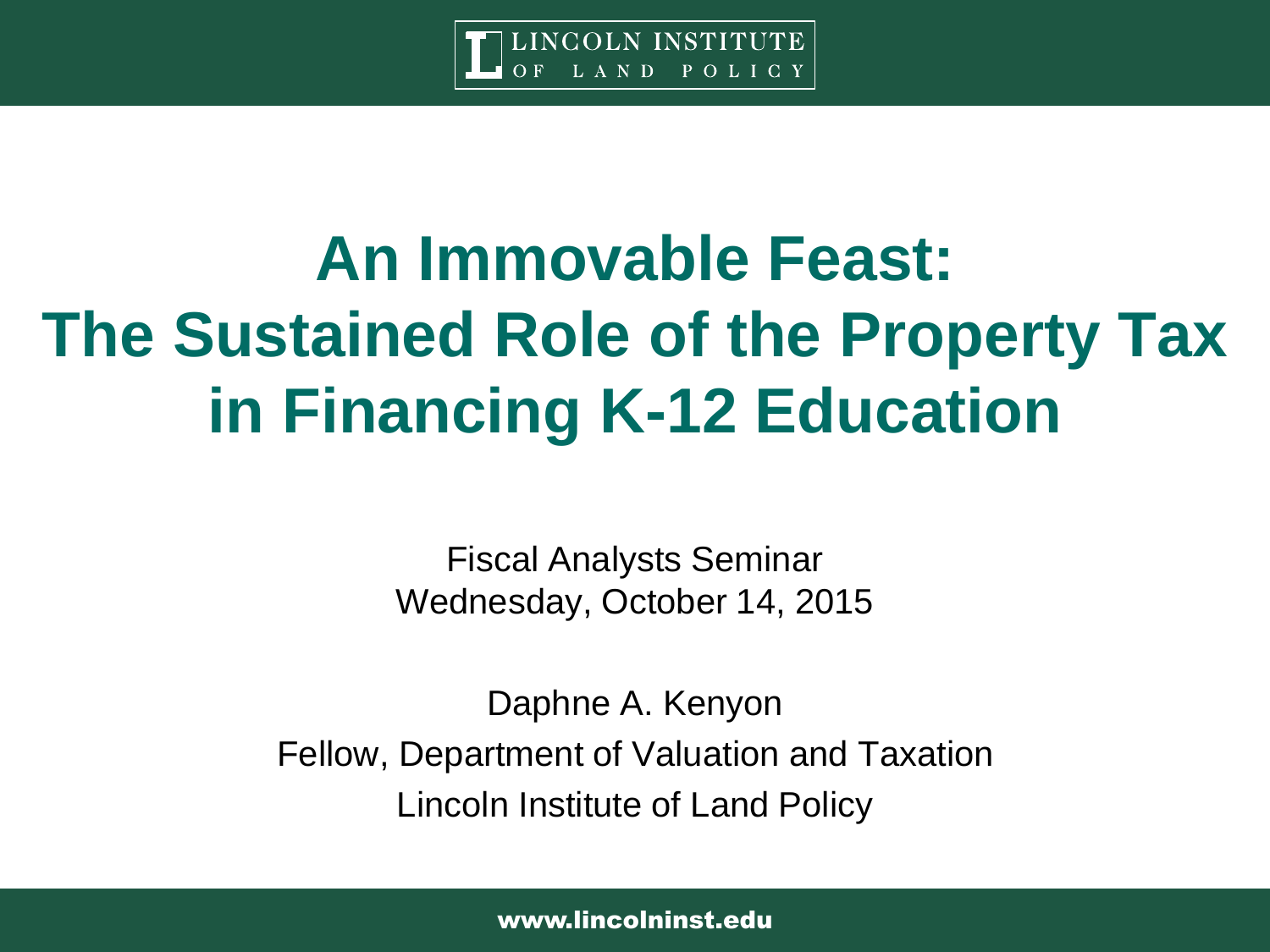# An Immovable Feast: The Sustained Role of the Property Tax in Financing K-12 Education

Fiscal Analysts Seminar
Wednesday, October 14, 2015

Daphne A. Kenyon
Fellow, Department of Valuation and Taxation
Lincoln Institute of Land Policy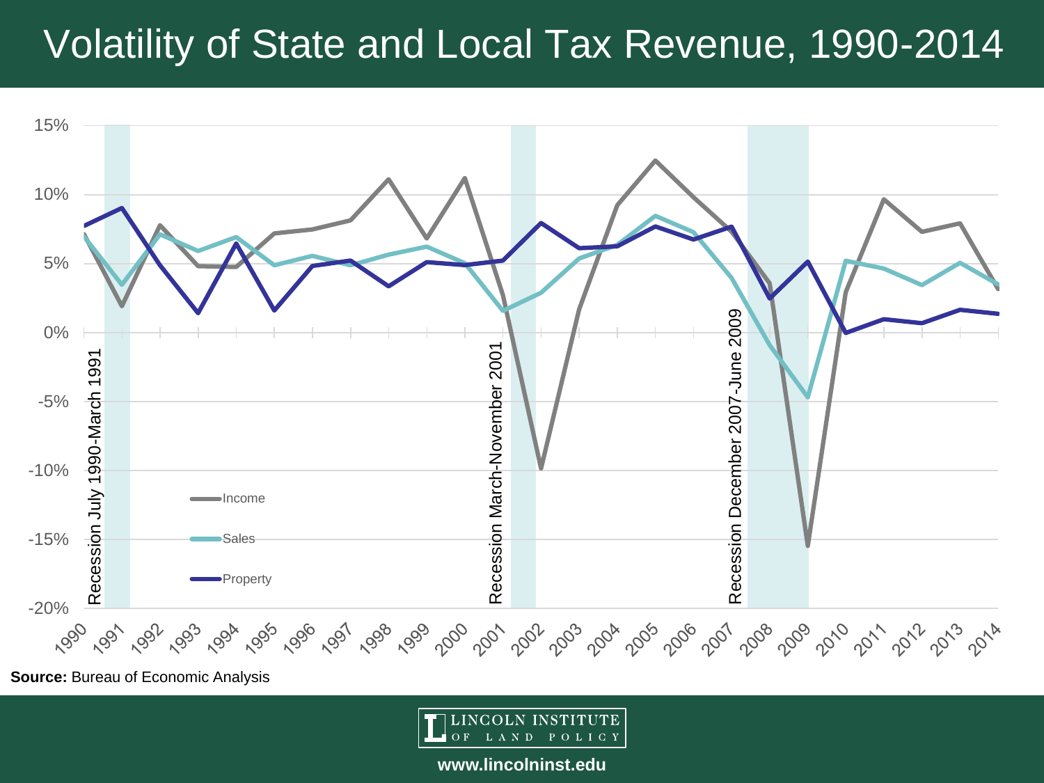# Volatility of State and Local Tax Revenue, 1990-2014

**Source:** Bureau of Economic Analysis

LINCOLN INSTITUTE OF LAND POLICY

www.lincolninst.edu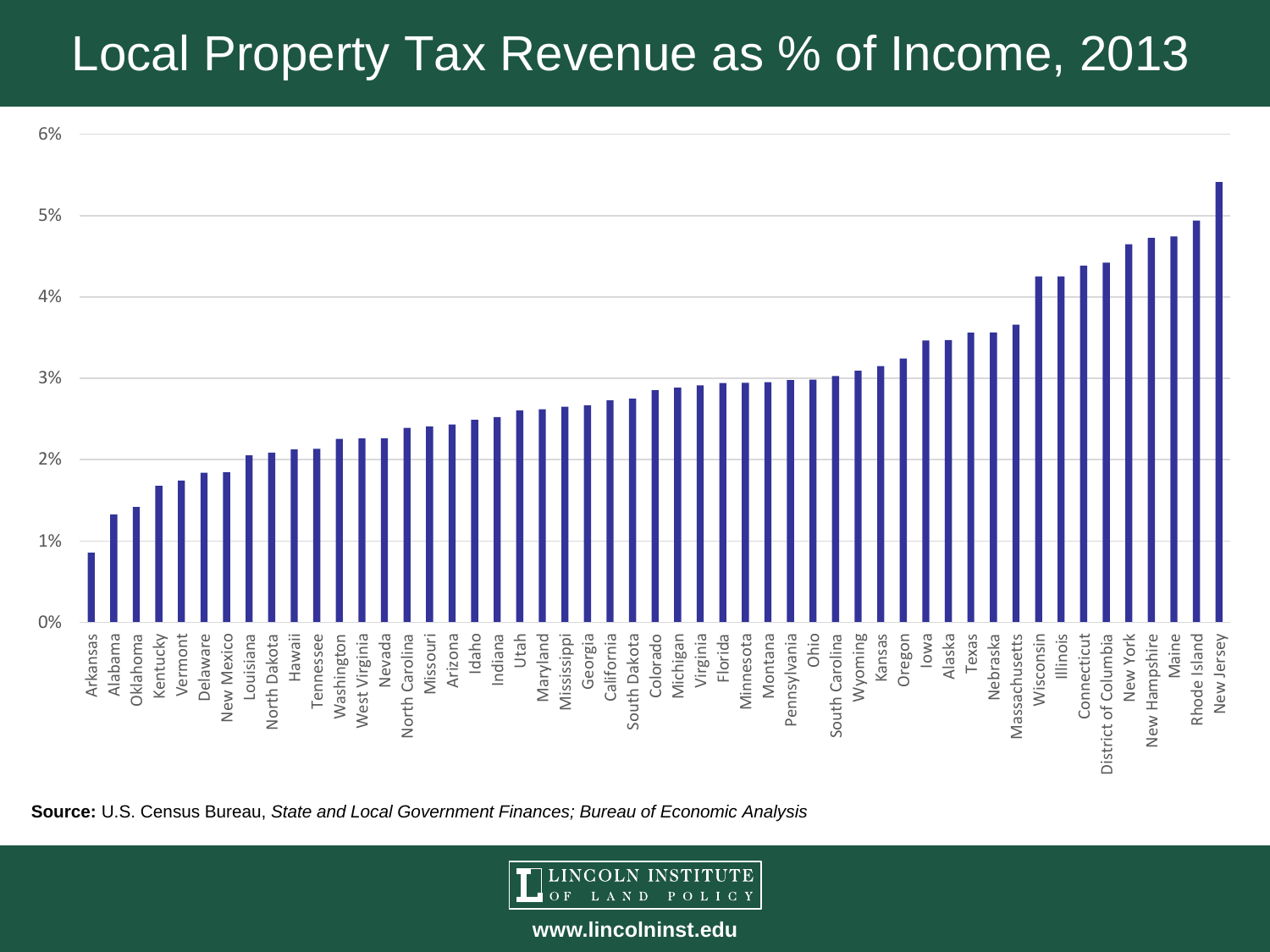# Local Property Tax Revenue as % of Income, 2013

6%

5%

4%

3%

2%

1%

0%

Arkansas, Alabama, Oklahoma, Kentucky, Vermont, Delaware, New Mexico, Louisiana, North Dakota, Hawaii, Tennessee, Washington, West Virginia, Nevada, North Carolina, Missouri, Arizona, Idaho, Indiana, Utah, Maryland, Mississippi, Georgia, California, South Dakota, Colorado, Michigan, Virginia, Florida, Minnesota, Montana, Pennsylvania, Ohio, South Carolina, Wyoming, Kansas, Oregon, Iowa, Alaska, Texas, Nebraska, Massachusetts, Wisconsin, Illinois, Connecticut, District of Columbia, New York, New Hampshire, Maine, Rhode Island, New Jersey

**Source:** U.S. Census Bureau, *State and Local Government Finances; Bureau of Economic Analysis*

LINCOLN INSTITUTE OF LAND POLICY

**www.lincolninst.edu**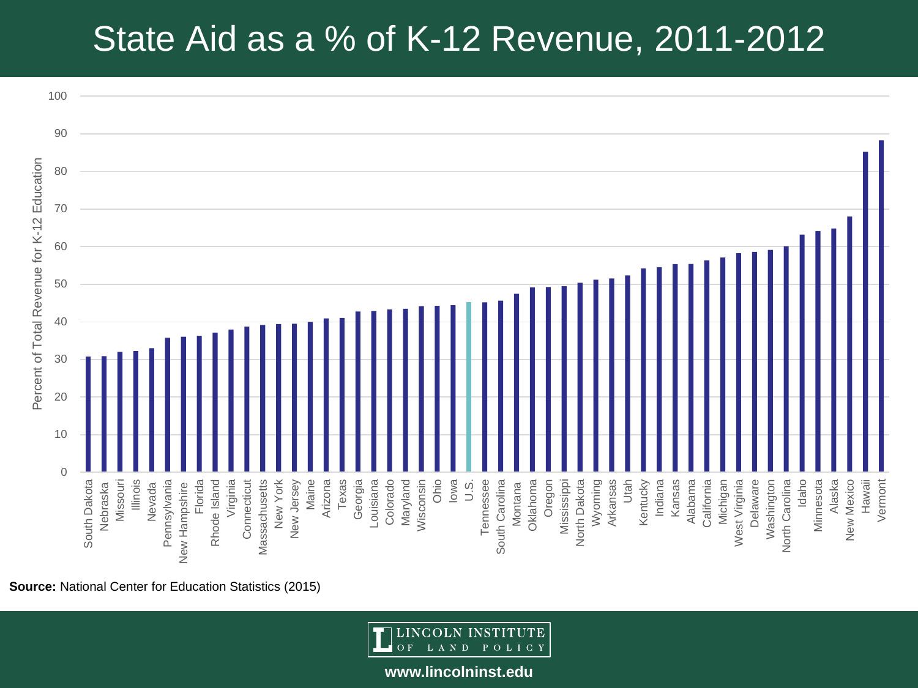# State Aid as a % of K-12 Revenue, 2011-2012

Percent of Total Revenue for K-12 Education

South Dakota, Nebraska, Missouri, Illinois, Nevada, Pennsylvania, New Hampshire, Florida, Rhode Island, Virginia, Connecticut, Massachusetts, New York, New Jersey, Maine, Arizona, Texas, Georgia, Louisiana, Colorado, Maryland, Wisconsin, Ohio, Iowa, U.S., Tennessee, South Carolina, Montana, Oklahoma, Oregon, Mississippi, North Dakota, Wyoming, Arkansas, Utah, Kentucky, Indiana, Kansas, Alabama, California, Michigan, West Virginia, Delaware, Washington, North Carolina, Idaho, Minnesota, Alaska, New Mexico, Hawaii, Vermont

**Source:** National Center for Education Statistics (2015)

LINCOLN INSTITUTE OF LAND POLICY

www.lincolninst.edu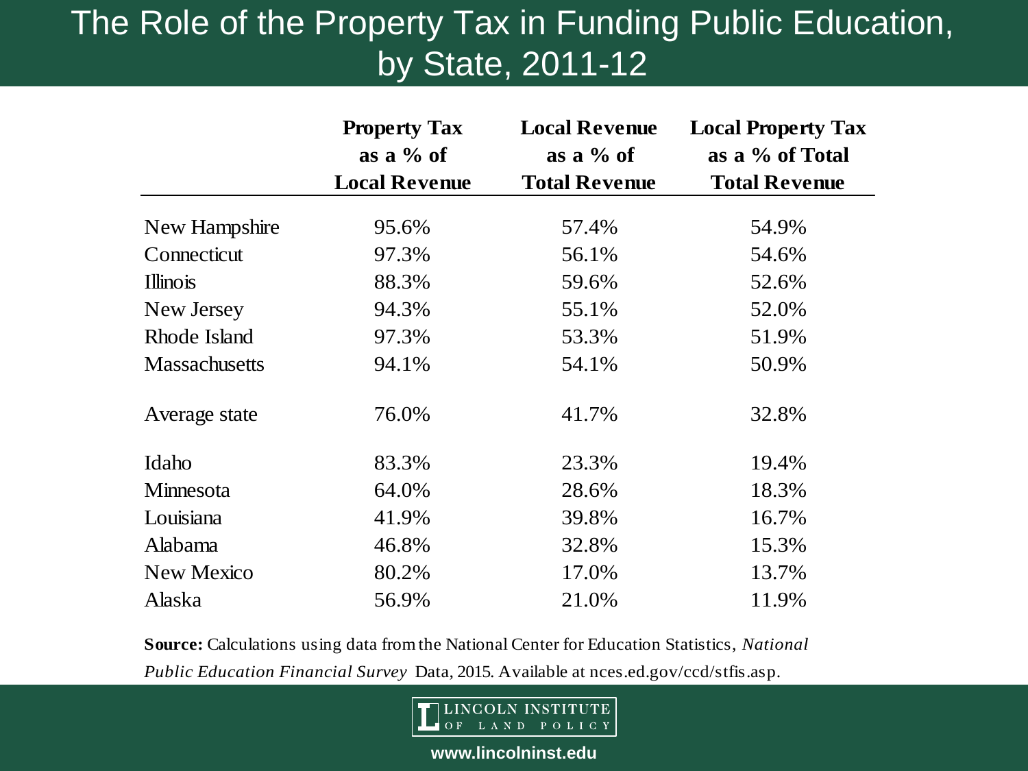# The Role of the Property Tax in Funding Public Education, by State, 2011-12

| | **Property Tax as a % of Local Revenue** | **Local Revenue as a % of Total Revenue** | **Local Property Tax as a % of Total Total Revenue** |
|---|---|---|---|
| New Hampshire | 95.6% | 57.4% | 54.9% |
| Connecticut | 97.3% | 56.1% | 54.6% |
| Illinois | 88.3% | 59.6% | 52.6% |
| New Jersey | 94.3% | 55.1% | 52.0% |
| Rhode Island | 97.3% | 53.3% | 51.9% |
| Massachusetts | 94.1% | 54.1% | 50.9% |
| Average state | 76.0% | 41.7% | 32.8% |
| Idaho | 83.3% | 23.3% | 19.4% |
| Minnesota | 64.0% | 28.6% | 18.3% |
| Louisiana | 41.9% | 39.8% | 16.7% |
| Alabama | 46.8% | 32.8% | 15.3% |
| New Mexico | 80.2% | 17.0% | 13.7% |
| Alaska | 56.9% | 21.0% | 11.9% |

**Source:** Calculations using data from the National Center for Education Statistics, *National Public Education Financial Survey* Data, 2015. Available at nces.ed.gov/ccd/stfis.asp.

LINCOLN INSTITUTE OF LAND POLICY

www.lincolninst.edu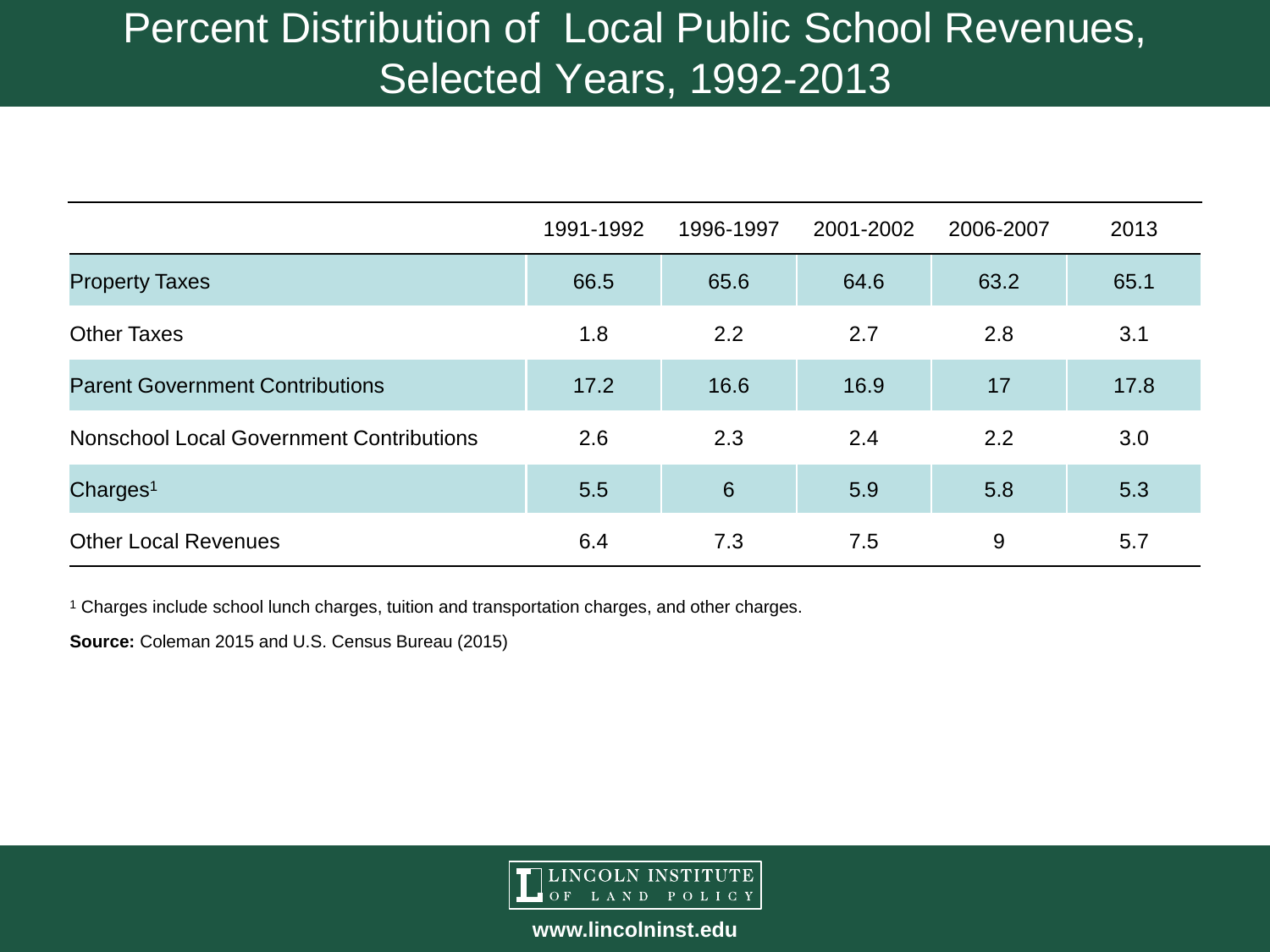# Percent Distribution of Local Public School Revenues, Selected Years, 1992-2013

| | 1991-1992 | 1996-1997 | 2001-2002 | 2006-2007 | 2013 |
|---|---|---|---|---|---|
| Property Taxes | 66.5 | 65.6 | 64.6 | 63.2 | 65.1 |
| Other Taxes | 1.8 | 2.2 | 2.7 | 2.8 | 3.1 |
| Parent Government Contributions | 17.2 | 16.6 | 16.9 | 17 | 17.8 |
| Nonschool Local Government Contributions | 2.6 | 2.3 | 2.4 | 2.2 | 3.0 |
| Charges[1] | 5.5 | 6 | 5.9 | 5.8 | 5.3 |
| Other Local Revenues | 6.4 | 7.3 | 7.5 | 9 | 5.7 |

[1] Charges include school lunch charges, tuition and transportation charges, and other charges.

**Source:** Coleman 2015 and U.S. Census Bureau (2015)

LINCOLN INSTITUTE OF LAND POLICY

**www.lincolninst.edu**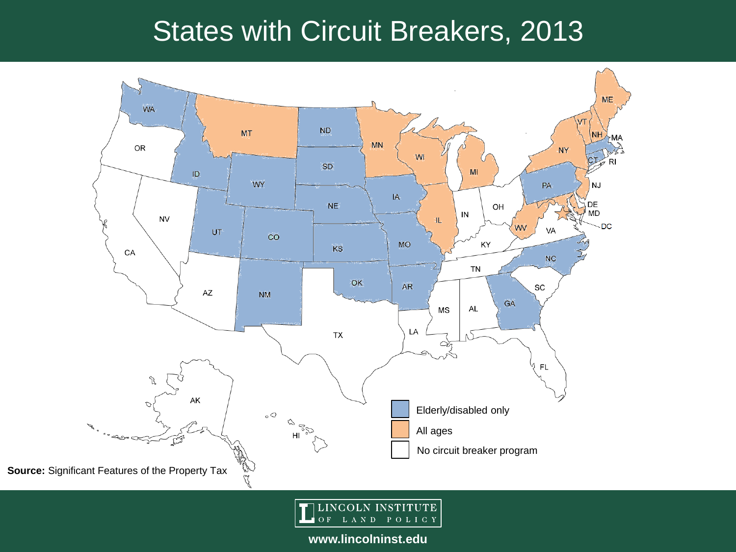# States with Circuit Breakers, 2013

Elderly/disabled only

All ages

No circuit breaker program

**Source:** Significant Features of the Property Tax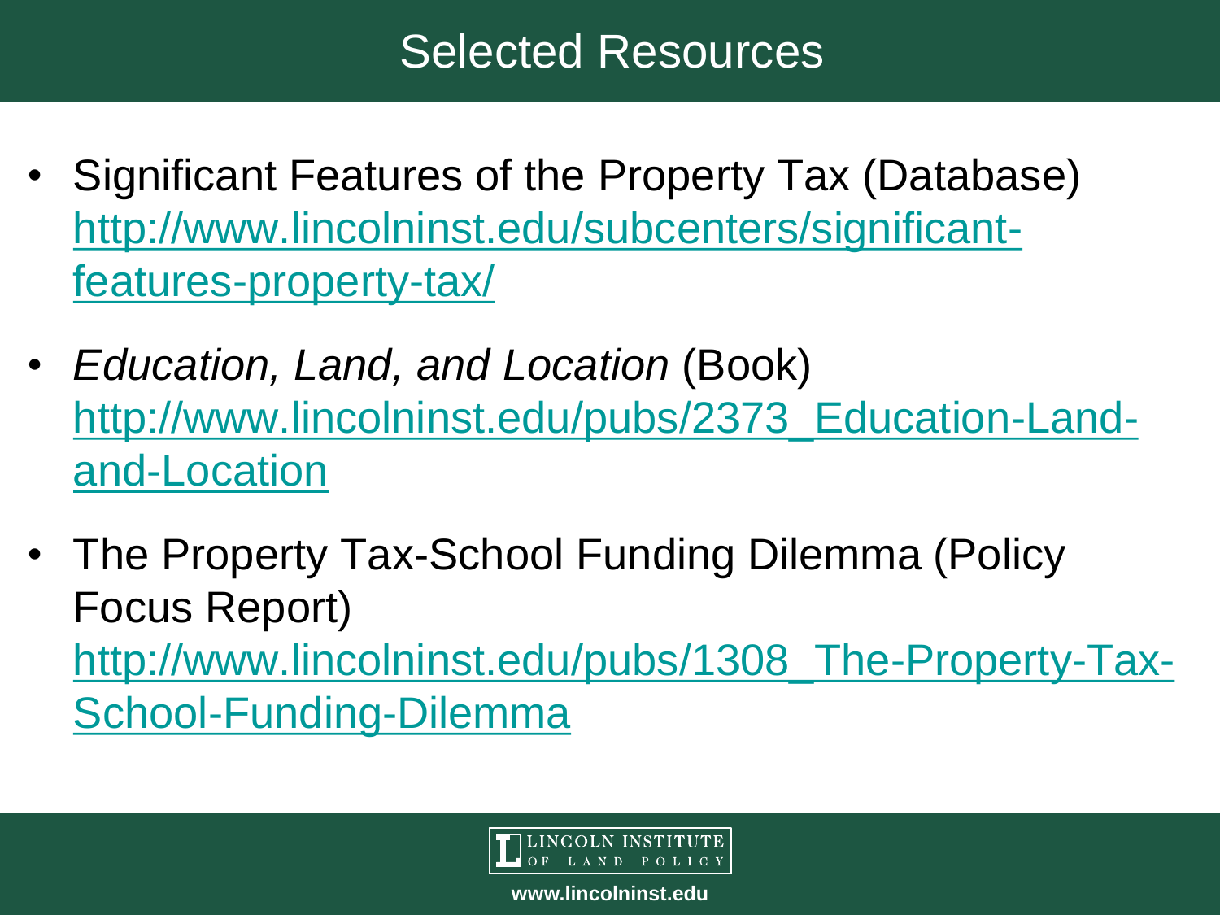# Selected Resources

- Significant Features of the Property Tax (Database) http://www.lincolninst.edu/subcenters/significant-features-property-tax/
- *Education, Land, and Location* (Book) http://www.lincolninst.edu/pubs/2373_Education-Land-and-Location
- The Property Tax-School Funding Dilemma (Policy Focus Report) http://www.lincolninst.edu/pubs/1308_The-Property-Tax-School-Funding-Dilemma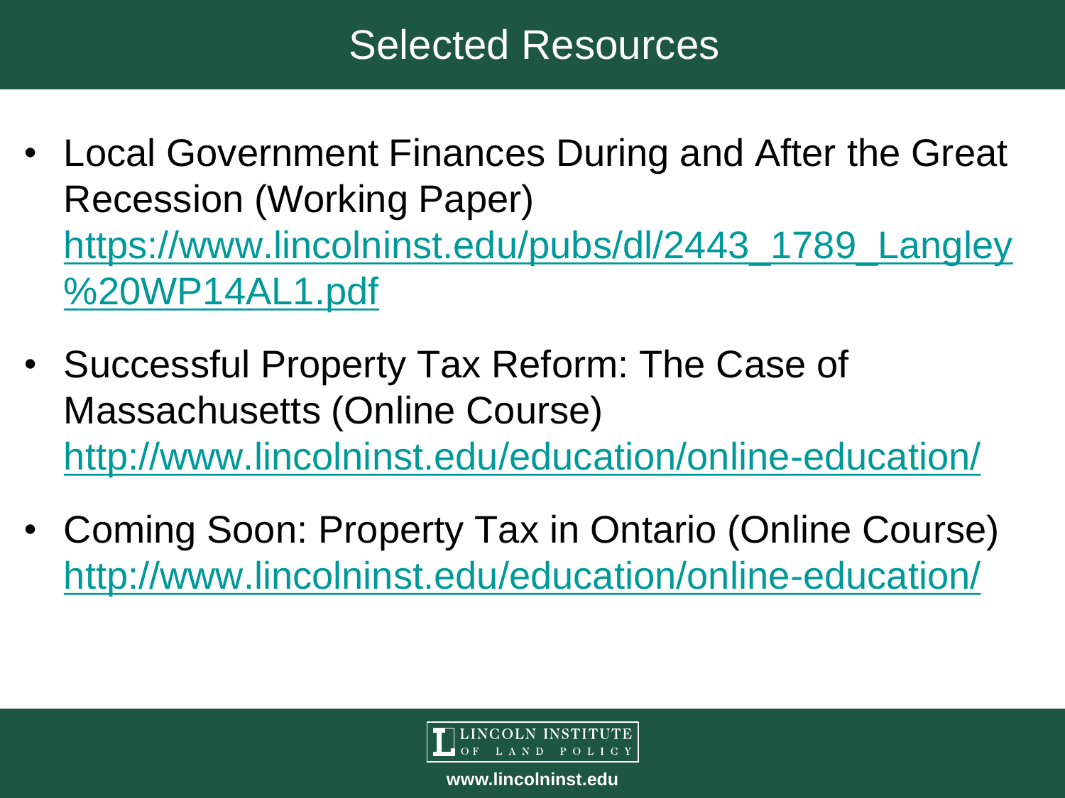# Selected Resources

- Local Government Finances During and After the Great Recession (Working Paper) https://www.lincolninst.edu/pubs/dl/2443_1789_Langley%20WP14AL1.pdf
- Successful Property Tax Reform: The Case of Massachusetts (Online Course) http://www.lincolninst.edu/education/online-education/
- Coming Soon: Property Tax in Ontario (Online Course) http://www.lincolninst.edu/education/online-education/